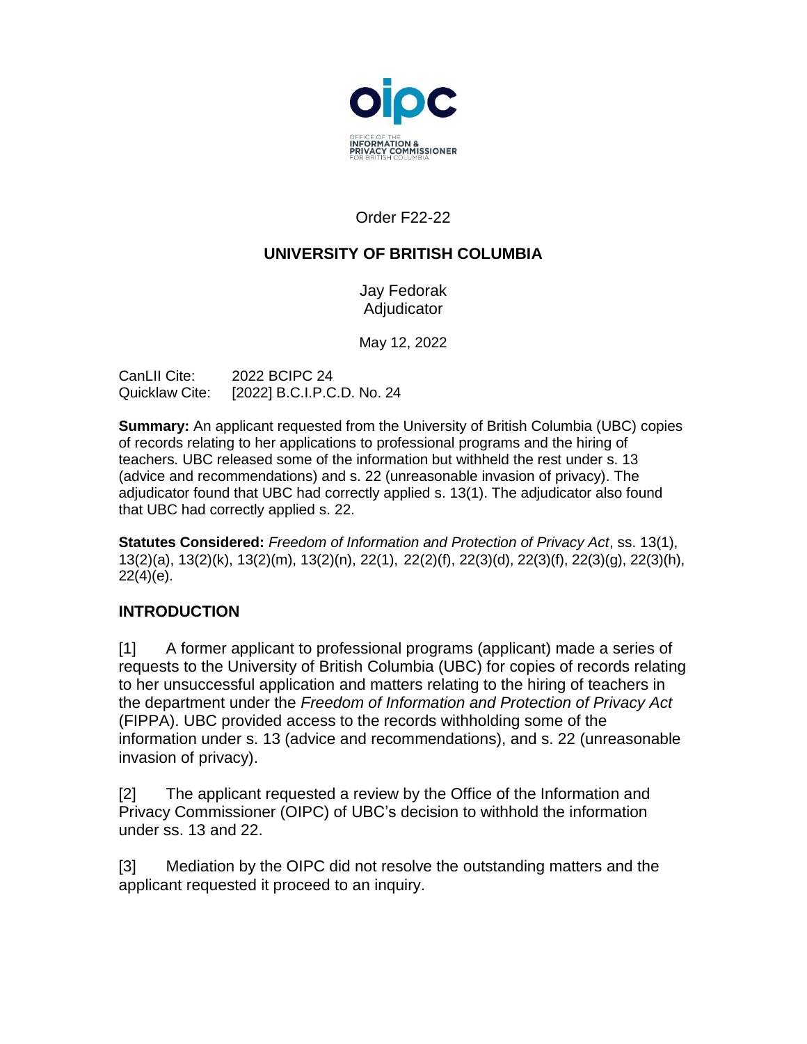Order F22-22

## UNIVERSITY OF BRITISH COLUMBIA

Jay Fedorak
Adjudicator

May 12, 2022

CanLII Cite: 2022 BCIPC 24
Quicklaw Cite: [2022] B.C.I.P.C.D. No. 24

**Summary:** An applicant requested from the University of British Columbia (UBC) copies of records relating to her applications to professional programs and the hiring of teachers. UBC released some of the information but withheld the rest under s. 13 (advice and recommendations) and s. 22 (unreasonable invasion of privacy). The adjudicator found that UBC had correctly applied s. 13(1). The adjudicator also found that UBC had correctly applied s. 22.

**Statutes Considered:** *Freedom of Information and Protection of Privacy Act*, ss. 13(1), 13(2)(a), 13(2)(k), 13(2)(m), 13(2)(n), 22(1), 22(2)(f), 22(3)(d), 22(3)(f), 22(3)(g), 22(3)(h), 22(4)(e).

## INTRODUCTION

[1] A former applicant to professional programs (applicant) made a series of requests to the University of British Columbia (UBC) for copies of records relating to her unsuccessful application and matters relating to the hiring of teachers in the department under the *Freedom of Information and Protection of Privacy Act* (FIPPA). UBC provided access to the records withholding some of the information under s. 13 (advice and recommendations), and s. 22 (unreasonable invasion of privacy).

[2] The applicant requested a review by the Office of the Information and Privacy Commissioner (OIPC) of UBC's decision to withhold the information under ss. 13 and 22.

[3] Mediation by the OIPC did not resolve the outstanding matters and the applicant requested it proceed to an inquiry.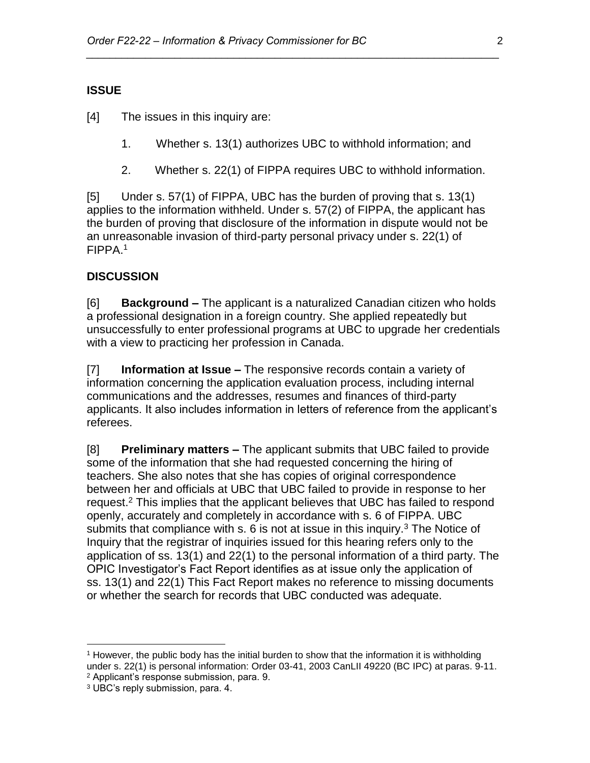## ISSUE

[4] The issues in this inquiry are:

1. Whether s. 13(1) authorizes UBC to withhold information; and
2. Whether s. 22(1) of FIPPA requires UBC to withhold information.

[5] Under s. 57(1) of FIPPA, UBC has the burden of proving that s. 13(1) applies to the information withheld. Under s. 57(2) of FIPPA, the applicant has the burden of proving that disclosure of the information in dispute would not be an unreasonable invasion of third-party personal privacy under s. 22(1) of FIPPA.[1]

## DISCUSSION

[6] **Background –** The applicant is a naturalized Canadian citizen who holds a professional designation in a foreign country. She applied repeatedly but unsuccessfully to enter professional programs at UBC to upgrade her credentials with a view to practicing her profession in Canada.

[7] **Information at Issue –** The responsive records contain a variety of information concerning the application evaluation process, including internal communications and the addresses, resumes and finances of third-party applicants. It also includes information in letters of reference from the applicant's referees.

[8] **Preliminary matters –** The applicant submits that UBC failed to provide some of the information that she had requested concerning the hiring of teachers. She also notes that she has copies of original correspondence between her and officials at UBC that UBC failed to provide in response to her request.[2] This implies that the applicant believes that UBC has failed to respond openly, accurately and completely in accordance with s. 6 of FIPPA. UBC submits that compliance with s. 6 is not at issue in this inquiry.[3] The Notice of Inquiry that the registrar of inquiries issued for this hearing refers only to the application of ss. 13(1) and 22(1) to the personal information of a third party. The OPIC Investigator's Fact Report identifies as at issue only the application of ss. 13(1) and 22(1) This Fact Report makes no reference to missing documents or whether the search for records that UBC conducted was adequate.

---

[1] However, the public body has the initial burden to show that the information it is withholding under s. 22(1) is personal information: Order 03-41, 2003 CanLII 49220 (BC IPC) at paras. 9-11.

[2] Applicant's response submission, para. 9.

[3] UBC's reply submission, para. 4.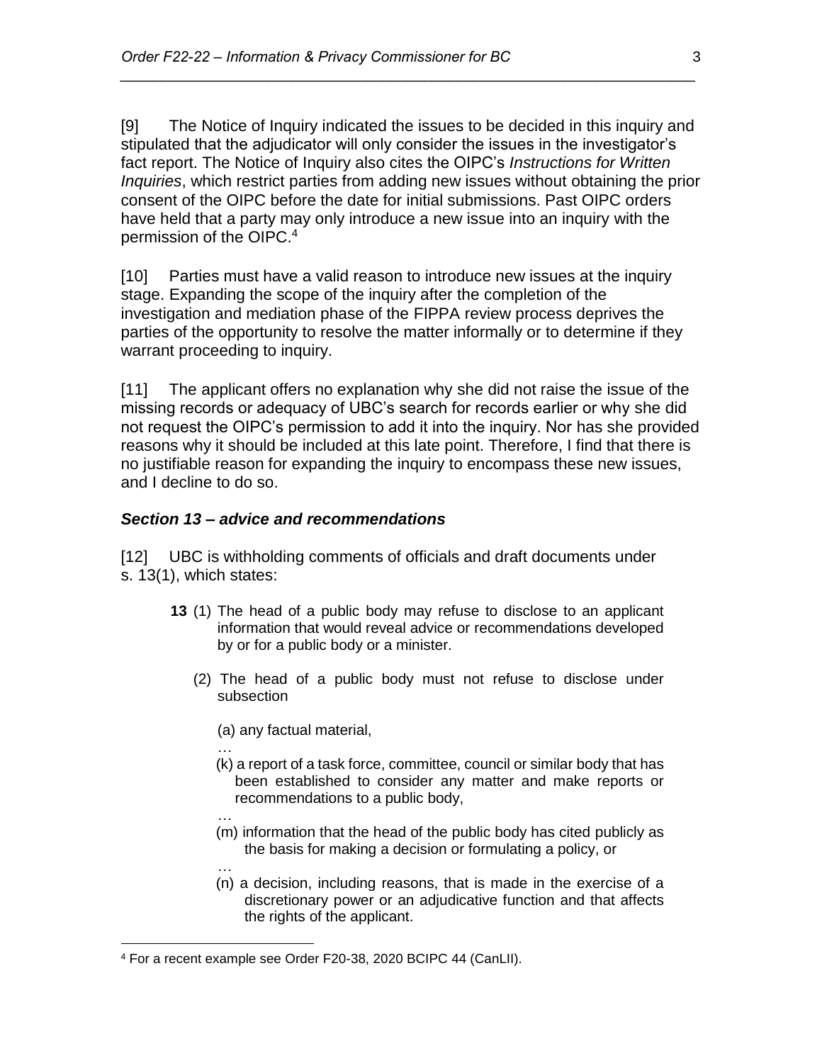[9] The Notice of Inquiry indicated the issues to be decided in this inquiry and stipulated that the adjudicator will only consider the issues in the investigator's fact report. The Notice of Inquiry also cites the OIPC's *Instructions for Written Inquiries*, which restrict parties from adding new issues without obtaining the prior consent of the OIPC before the date for initial submissions. Past OIPC orders have held that a party may only introduce a new issue into an inquiry with the permission of the OIPC.[4]

[10] Parties must have a valid reason to introduce new issues at the inquiry stage. Expanding the scope of the inquiry after the completion of the investigation and mediation phase of the FIPPA review process deprives the parties of the opportunity to resolve the matter informally or to determine if they warrant proceeding to inquiry.

[11] The applicant offers no explanation why she did not raise the issue of the missing records or adequacy of UBC's search for records earlier or why she did not request the OIPC's permission to add it into the inquiry. Nor has she provided reasons why it should be included at this late point. Therefore, I find that there is no justifiable reason for expanding the inquiry to encompass these new issues, and I decline to do so.

### *Section 13 – advice and recommendations*

[12] UBC is withholding comments of officials and draft documents under s. 13(1), which states:

> **13** (1) The head of a public body may refuse to disclose to an applicant information that would reveal advice or recommendations developed by or for a public body or a minister.
>
> (2) The head of a public body must not refuse to disclose under subsection
>
> (a) any factual material,
>
> …
>
> (k) a report of a task force, committee, council or similar body that has been established to consider any matter and make reports or recommendations to a public body,
>
> …
>
> (m) information that the head of the public body has cited publicly as the basis for making a decision or formulating a policy, or
>
> …
>
> (n) a decision, including reasons, that is made in the exercise of a discretionary power or an adjudicative function and that affects the rights of the applicant.

---

[4] For a recent example see Order F20-38, 2020 BCIPC 44 (CanLII).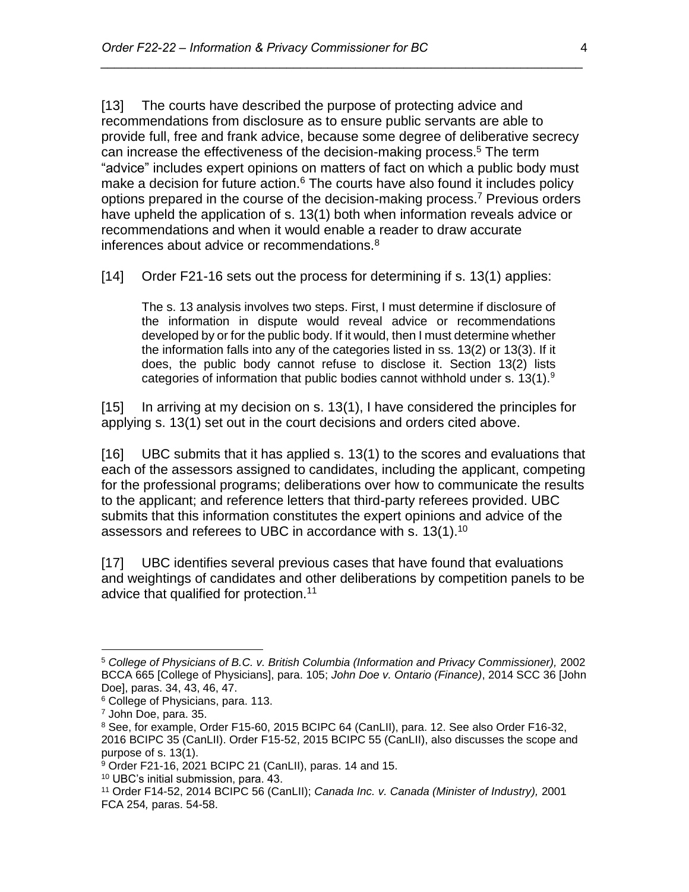[13] The courts have described the purpose of protecting advice and recommendations from disclosure as to ensure public servants are able to provide full, free and frank advice, because some degree of deliberative secrecy can increase the effectiveness of the decision-making process.[5] The term "advice" includes expert opinions on matters of fact on which a public body must make a decision for future action.[6] The courts have also found it includes policy options prepared in the course of the decision-making process.[7] Previous orders have upheld the application of s. 13(1) both when information reveals advice or recommendations and when it would enable a reader to draw accurate inferences about advice or recommendations.[8]

[14] Order F21-16 sets out the process for determining if s. 13(1) applies:

> The s. 13 analysis involves two steps. First, I must determine if disclosure of the information in dispute would reveal advice or recommendations developed by or for the public body. If it would, then I must determine whether the information falls into any of the categories listed in ss. 13(2) or 13(3). If it does, the public body cannot refuse to disclose it. Section 13(2) lists categories of information that public bodies cannot withhold under s. 13(1).[9]

[15] In arriving at my decision on s. 13(1), I have considered the principles for applying s. 13(1) set out in the court decisions and orders cited above.

[16] UBC submits that it has applied s. 13(1) to the scores and evaluations that each of the assessors assigned to candidates, including the applicant, competing for the professional programs; deliberations over how to communicate the results to the applicant; and reference letters that third-party referees provided. UBC submits that this information constitutes the expert opinions and advice of the assessors and referees to UBC in accordance with s. 13(1).[10]

[17] UBC identifies several previous cases that have found that evaluations and weightings of candidates and other deliberations by competition panels to be advice that qualified for protection.[11]

---

[5] *College of Physicians of B.C. v. British Columbia (Information and Privacy Commissioner),* 2002 BCCA 665 [College of Physicians], para. 105; *John Doe v. Ontario (Finance)*, 2014 SCC 36 [John Doe], paras. 34, 43, 46, 47.

[6] College of Physicians, para. 113.

[7] John Doe, para. 35.

[8] See, for example, Order F15-60, 2015 BCIPC 64 (CanLII), para. 12. See also Order F16-32, 2016 BCIPC 35 (CanLII). Order F15-52, 2015 BCIPC 55 (CanLII), also discusses the scope and purpose of s. 13(1).

[9] Order F21-16, 2021 BCIPC 21 (CanLII), paras. 14 and 15.

[10] UBC's initial submission, para. 43.

[11] Order F14-52, 2014 BCIPC 56 (CanLII); *Canada Inc. v. Canada (Minister of Industry),* 2001 FCA 254*,* paras. 54-58.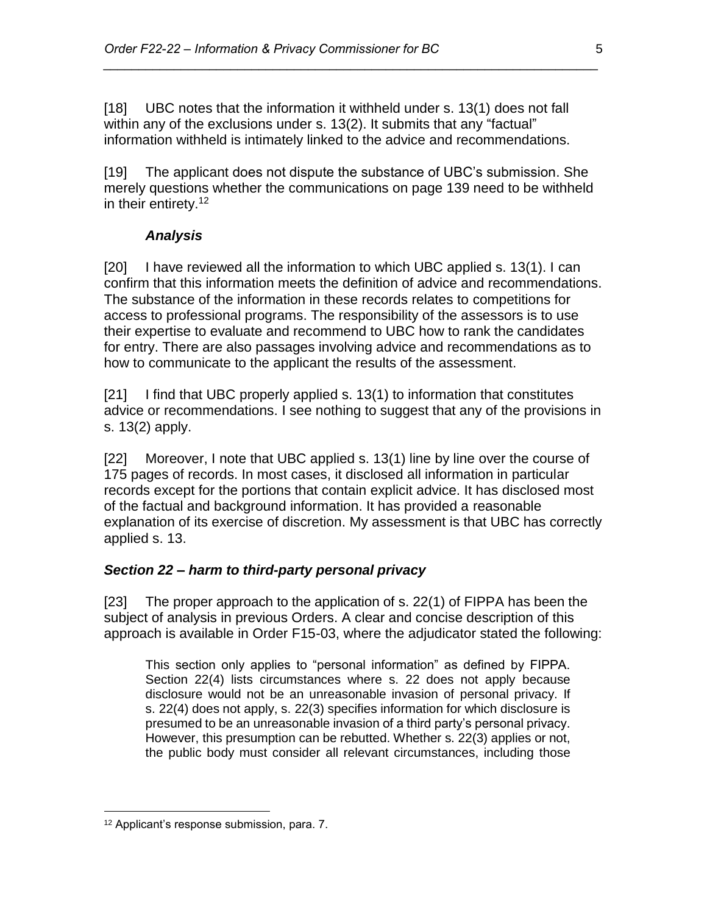[18] UBC notes that the information it withheld under s. 13(1) does not fall within any of the exclusions under s. 13(2). It submits that any "factual" information withheld is intimately linked to the advice and recommendations.

[19] The applicant does not dispute the substance of UBC's submission. She merely questions whether the communications on page 139 need to be withheld in their entirety.[12]

#### *Analysis*

[20] I have reviewed all the information to which UBC applied s. 13(1). I can confirm that this information meets the definition of advice and recommendations. The substance of the information in these records relates to competitions for access to professional programs. The responsibility of the assessors is to use their expertise to evaluate and recommend to UBC how to rank the candidates for entry. There are also passages involving advice and recommendations as to how to communicate to the applicant the results of the assessment.

[21] I find that UBC properly applied s. 13(1) to information that constitutes advice or recommendations. I see nothing to suggest that any of the provisions in s. 13(2) apply.

[22] Moreover, I note that UBC applied s. 13(1) line by line over the course of 175 pages of records. In most cases, it disclosed all information in particular records except for the portions that contain explicit advice. It has disclosed most of the factual and background information. It has provided a reasonable explanation of its exercise of discretion. My assessment is that UBC has correctly applied s. 13.

### *Section 22 – harm to third-party personal privacy*

[23] The proper approach to the application of s. 22(1) of FIPPA has been the subject of analysis in previous Orders. A clear and concise description of this approach is available in Order F15-03, where the adjudicator stated the following:

> This section only applies to "personal information" as defined by FIPPA. Section 22(4) lists circumstances where s. 22 does not apply because disclosure would not be an unreasonable invasion of personal privacy. If s. 22(4) does not apply, s. 22(3) specifies information for which disclosure is presumed to be an unreasonable invasion of a third party's personal privacy. However, this presumption can be rebutted. Whether s. 22(3) applies or not, the public body must consider all relevant circumstances, including those

---

[12] Applicant's response submission, para. 7.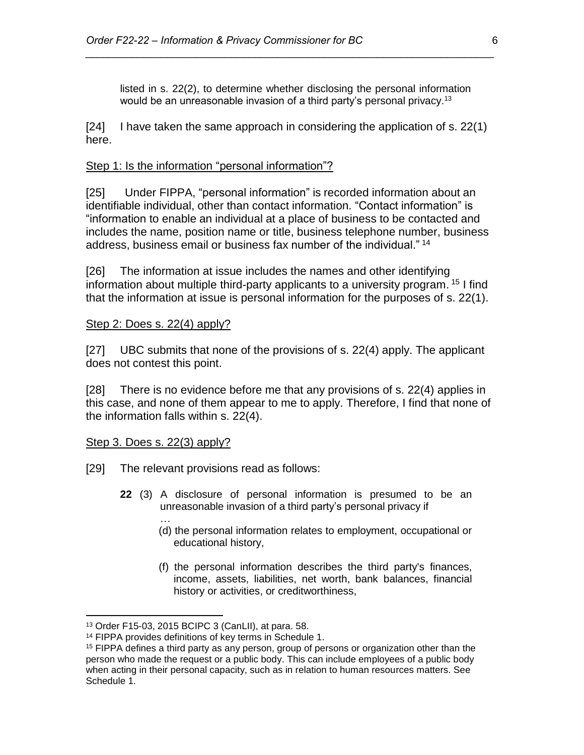listed in s. 22(2), to determine whether disclosing the personal information would be an unreasonable invasion of a third party's personal privacy.[13]

[24] I have taken the same approach in considering the application of s. 22(1) here.

Step 1: Is the information "personal information"?

[25] Under FIPPA, "personal information" is recorded information about an identifiable individual, other than contact information. "Contact information" is "information to enable an individual at a place of business to be contacted and includes the name, position name or title, business telephone number, business address, business email or business fax number of the individual."[14]

[26] The information at issue includes the names and other identifying information about multiple third-party applicants to a university program.[15] I find that the information at issue is personal information for the purposes of s. 22(1).

Step 2: Does s. 22(4) apply?

[27] UBC submits that none of the provisions of s. 22(4) apply. The applicant does not contest this point.

[28] There is no evidence before me that any provisions of s. 22(4) applies in this case, and none of them appear to me to apply. Therefore, I find that none of the information falls within s. 22(4).

Step 3. Does s. 22(3) apply?

[29] The relevant provisions read as follows:

> **22** (3) A disclosure of personal information is presumed to be an unreasonable invasion of a third party's personal privacy if
>
> …
>
> (d) the personal information relates to employment, occupational or educational history,
>
> (f) the personal information describes the third party's finances, income, assets, liabilities, net worth, bank balances, financial history or activities, or creditworthiness,

---

[13] Order F15-03, 2015 BCIPC 3 (CanLII), at para. 58.

[14] FIPPA provides definitions of key terms in Schedule 1.

[15] FIPPA defines a third party as any person, group of persons or organization other than the person who made the request or a public body. This can include employees of a public body when acting in their personal capacity, such as in relation to human resources matters. See Schedule 1.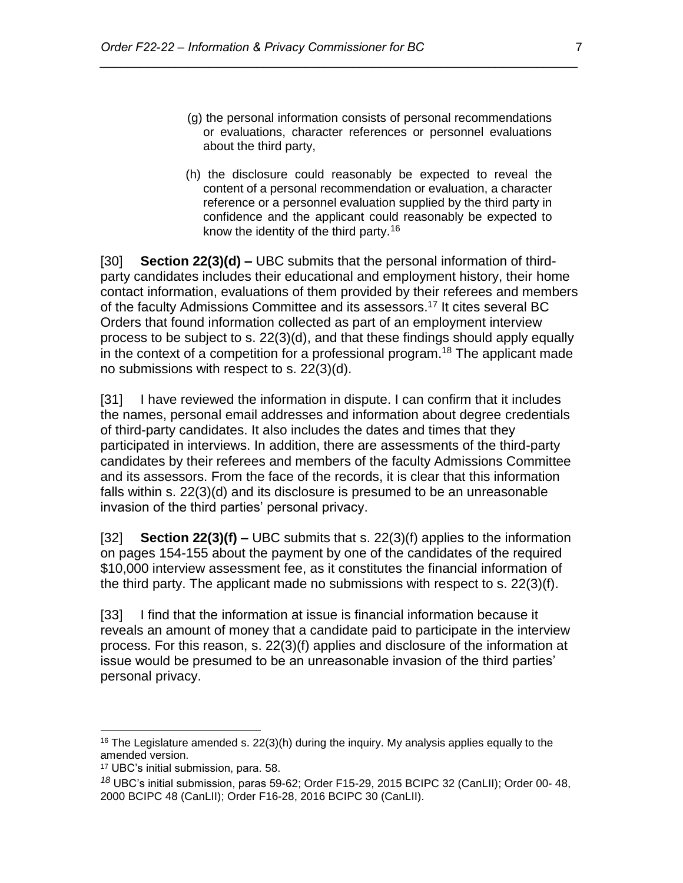> (g) the personal information consists of personal recommendations or evaluations, character references or personnel evaluations about the third party,
>
> (h) the disclosure could reasonably be expected to reveal the content of a personal recommendation or evaluation, a character reference or a personnel evaluation supplied by the third party in confidence and the applicant could reasonably be expected to know the identity of the third party.[16]

[30] **Section 22(3)(d) –** UBC submits that the personal information of third-party candidates includes their educational and employment history, their home contact information, evaluations of them provided by their referees and members of the faculty Admissions Committee and its assessors.[17] It cites several BC Orders that found information collected as part of an employment interview process to be subject to s. 22(3)(d), and that these findings should apply equally in the context of a competition for a professional program.[18] The applicant made no submissions with respect to s. 22(3)(d).

[31] I have reviewed the information in dispute. I can confirm that it includes the names, personal email addresses and information about degree credentials of third-party candidates. It also includes the dates and times that they participated in interviews. In addition, there are assessments of the third-party candidates by their referees and members of the faculty Admissions Committee and its assessors. From the face of the records, it is clear that this information falls within s. 22(3)(d) and its disclosure is presumed to be an unreasonable invasion of the third parties' personal privacy.

[32] **Section 22(3)(f) –** UBC submits that s. 22(3)(f) applies to the information on pages 154-155 about the payment by one of the candidates of the required $10,000 interview assessment fee, as it constitutes the financial information of the third party. The applicant made no submissions with respect to s. 22(3)(f).

[33] I find that the information at issue is financial information because it reveals an amount of money that a candidate paid to participate in the interview process. For this reason, s. 22(3)(f) applies and disclosure of the information at issue would be presumed to be an unreasonable invasion of the third parties' personal privacy.

---

[16] The Legislature amended s. 22(3)(h) during the inquiry. My analysis applies equally to the amended version.

[17] UBC's initial submission, para. 58.

[18] UBC's initial submission, paras 59-62; Order F15-29, 2015 BCIPC 32 (CanLII); Order 00- 48, 2000 BCIPC 48 (CanLII); Order F16-28, 2016 BCIPC 30 (CanLII).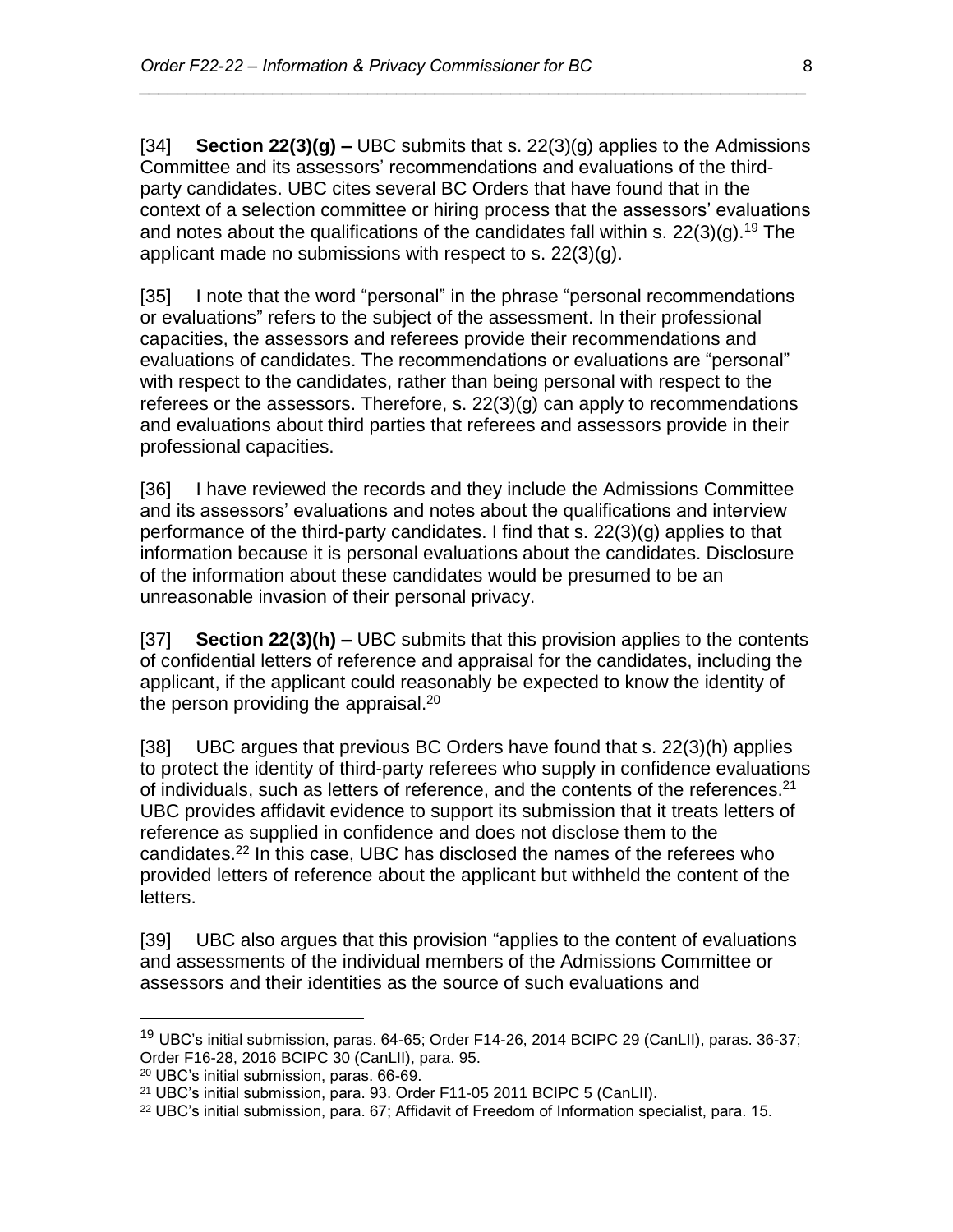[34] **Section 22(3)(g) –** UBC submits that s. 22(3)(g) applies to the Admissions Committee and its assessors' recommendations and evaluations of the third-party candidates. UBC cites several BC Orders that have found that in the context of a selection committee or hiring process that the assessors' evaluations and notes about the qualifications of the candidates fall within s. 22(3)(g).[19] The applicant made no submissions with respect to s. 22(3)(g).

[35] I note that the word "personal" in the phrase "personal recommendations or evaluations" refers to the subject of the assessment. In their professional capacities, the assessors and referees provide their recommendations and evaluations of candidates. The recommendations or evaluations are "personal" with respect to the candidates, rather than being personal with respect to the referees or the assessors. Therefore, s. 22(3)(g) can apply to recommendations and evaluations about third parties that referees and assessors provide in their professional capacities.

[36] I have reviewed the records and they include the Admissions Committee and its assessors' evaluations and notes about the qualifications and interview performance of the third-party candidates. I find that s. 22(3)(g) applies to that information because it is personal evaluations about the candidates. Disclosure of the information about these candidates would be presumed to be an unreasonable invasion of their personal privacy.

[37] **Section 22(3)(h) –** UBC submits that this provision applies to the contents of confidential letters of reference and appraisal for the candidates, including the applicant, if the applicant could reasonably be expected to know the identity of the person providing the appraisal.[20]

[38] UBC argues that previous BC Orders have found that s. 22(3)(h) applies to protect the identity of third-party referees who supply in confidence evaluations of individuals, such as letters of reference, and the contents of the references.[21] UBC provides affidavit evidence to support its submission that it treats letters of reference as supplied in confidence and does not disclose them to the candidates.[22] In this case, UBC has disclosed the names of the referees who provided letters of reference about the applicant but withheld the content of the letters.

[39] UBC also argues that this provision "applies to the content of evaluations and assessments of the individual members of the Admissions Committee or assessors and their identities as the source of such evaluations and

---

[19] UBC's initial submission, paras. 64-65; Order F14-26, 2014 BCIPC 29 (CanLII), paras. 36-37; Order F16-28, 2016 BCIPC 30 (CanLII), para. 95.

[20] UBC's initial submission, paras. 66-69.

[21] UBC's initial submission, para. 93. Order F11-05 2011 BCIPC 5 (CanLII).

[22] UBC's initial submission, para. 67; Affidavit of Freedom of Information specialist, para. 15.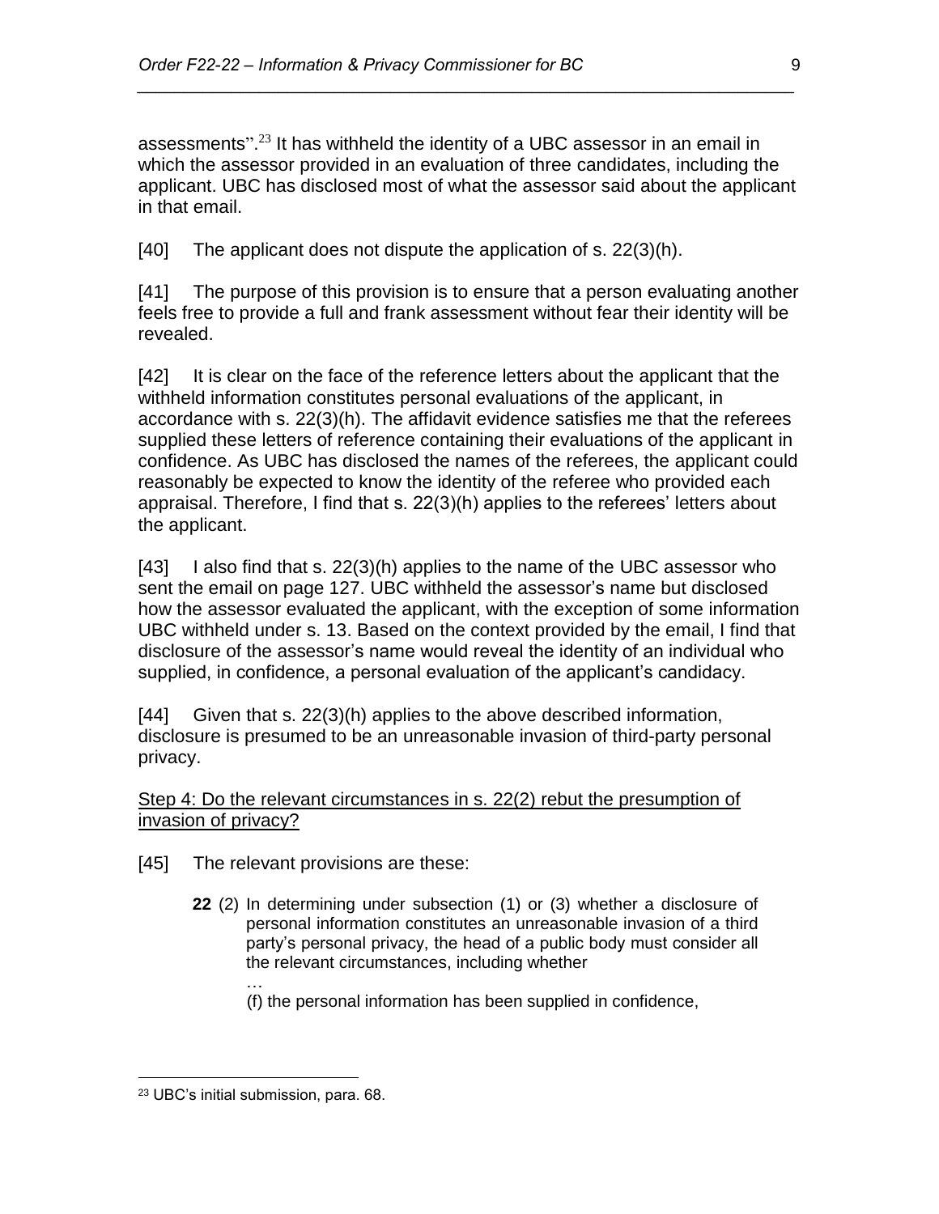assessments".[23] It has withheld the identity of a UBC assessor in an email in which the assessor provided in an evaluation of three candidates, including the applicant. UBC has disclosed most of what the assessor said about the applicant in that email.

[40] The applicant does not dispute the application of s. 22(3)(h).

[41] The purpose of this provision is to ensure that a person evaluating another feels free to provide a full and frank assessment without fear their identity will be revealed.

[42] It is clear on the face of the reference letters about the applicant that the withheld information constitutes personal evaluations of the applicant, in accordance with s. 22(3)(h). The affidavit evidence satisfies me that the referees supplied these letters of reference containing their evaluations of the applicant in confidence. As UBC has disclosed the names of the referees, the applicant could reasonably be expected to know the identity of the referee who provided each appraisal. Therefore, I find that s. 22(3)(h) applies to the referees' letters about the applicant.

[43] I also find that s. 22(3)(h) applies to the name of the UBC assessor who sent the email on page 127. UBC withheld the assessor's name but disclosed how the assessor evaluated the applicant, with the exception of some information UBC withheld under s. 13. Based on the context provided by the email, I find that disclosure of the assessor's name would reveal the identity of an individual who supplied, in confidence, a personal evaluation of the applicant's candidacy.

[44] Given that s. 22(3)(h) applies to the above described information, disclosure is presumed to be an unreasonable invasion of third-party personal privacy.

<u>Step 4: Do the relevant circumstances in s. 22(2) rebut the presumption of invasion of privacy?</u>

[45] The relevant provisions are these:

> **22** (2) In determining under subsection (1) or (3) whether a disclosure of personal information constitutes an unreasonable invasion of a third party's personal privacy, the head of a public body must consider all the relevant circumstances, including whether
>
> …
>
> (f) the personal information has been supplied in confidence,

---

[23] UBC's initial submission, para. 68.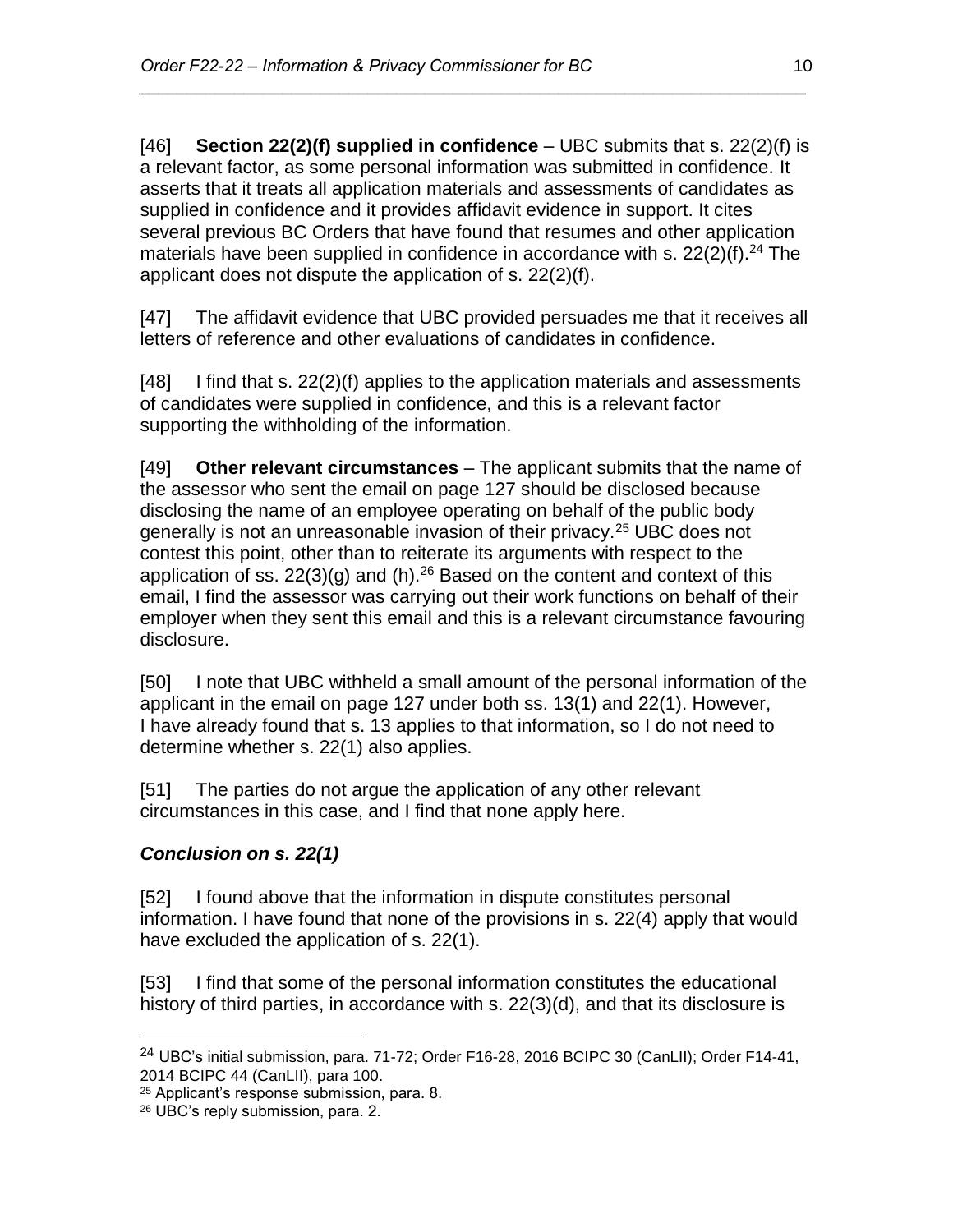[46] **Section 22(2)(f) supplied in confidence** – UBC submits that s. 22(2)(f) is a relevant factor, as some personal information was submitted in confidence. It asserts that it treats all application materials and assessments of candidates as supplied in confidence and it provides affidavit evidence in support. It cites several previous BC Orders that have found that resumes and other application materials have been supplied in confidence in accordance with s. 22(2)(f).[24] The applicant does not dispute the application of s. 22(2)(f).

[47] The affidavit evidence that UBC provided persuades me that it receives all letters of reference and other evaluations of candidates in confidence.

[48] I find that s. 22(2)(f) applies to the application materials and assessments of candidates were supplied in confidence, and this is a relevant factor supporting the withholding of the information.

[49] **Other relevant circumstances** – The applicant submits that the name of the assessor who sent the email on page 127 should be disclosed because disclosing the name of an employee operating on behalf of the public body generally is not an unreasonable invasion of their privacy.[25] UBC does not contest this point, other than to reiterate its arguments with respect to the application of ss. 22(3)(g) and (h).[26] Based on the content and context of this email, I find the assessor was carrying out their work functions on behalf of their employer when they sent this email and this is a relevant circumstance favouring disclosure.

[50] I note that UBC withheld a small amount of the personal information of the applicant in the email on page 127 under both ss. 13(1) and 22(1). However, I have already found that s. 13 applies to that information, so I do not need to determine whether s. 22(1) also applies.

[51] The parties do not argue the application of any other relevant circumstances in this case, and I find that none apply here.

### ***Conclusion on s. 22(1)***

[52] I found above that the information in dispute constitutes personal information. I have found that none of the provisions in s. 22(4) apply that would have excluded the application of s. 22(1).

[53] I find that some of the personal information constitutes the educational history of third parties, in accordance with s. 22(3)(d), and that its disclosure is

---

[24] UBC's initial submission, para. 71-72; Order F16-28, 2016 BCIPC 30 (CanLII); Order F14-41, 2014 BCIPC 44 (CanLII), para 100.

[25] Applicant's response submission, para. 8.

[26] UBC's reply submission, para. 2.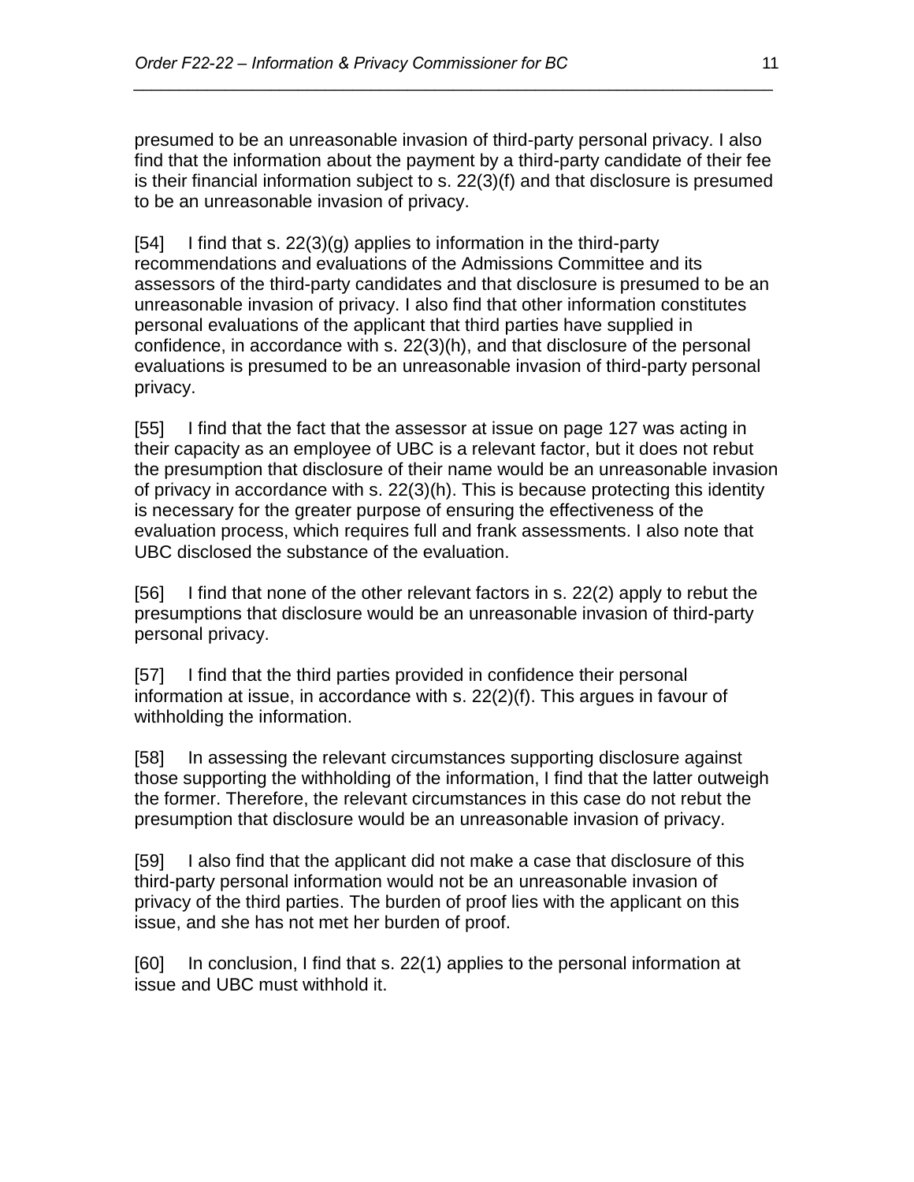presumed to be an unreasonable invasion of third-party personal privacy. I also find that the information about the payment by a third-party candidate of their fee is their financial information subject to s. 22(3)(f) and that disclosure is presumed to be an unreasonable invasion of privacy.

[54] I find that s. 22(3)(g) applies to information in the third-party recommendations and evaluations of the Admissions Committee and its assessors of the third-party candidates and that disclosure is presumed to be an unreasonable invasion of privacy. I also find that other information constitutes personal evaluations of the applicant that third parties have supplied in confidence, in accordance with s. 22(3)(h), and that disclosure of the personal evaluations is presumed to be an unreasonable invasion of third-party personal privacy.

[55] I find that the fact that the assessor at issue on page 127 was acting in their capacity as an employee of UBC is a relevant factor, but it does not rebut the presumption that disclosure of their name would be an unreasonable invasion of privacy in accordance with s. 22(3)(h). This is because protecting this identity is necessary for the greater purpose of ensuring the effectiveness of the evaluation process, which requires full and frank assessments. I also note that UBC disclosed the substance of the evaluation.

[56] I find that none of the other relevant factors in s. 22(2) apply to rebut the presumptions that disclosure would be an unreasonable invasion of third-party personal privacy.

[57] I find that the third parties provided in confidence their personal information at issue, in accordance with s. 22(2)(f). This argues in favour of withholding the information.

[58] In assessing the relevant circumstances supporting disclosure against those supporting the withholding of the information, I find that the latter outweigh the former. Therefore, the relevant circumstances in this case do not rebut the presumption that disclosure would be an unreasonable invasion of privacy.

[59] I also find that the applicant did not make a case that disclosure of this third-party personal information would not be an unreasonable invasion of privacy of the third parties. The burden of proof lies with the applicant on this issue, and she has not met her burden of proof.

[60] In conclusion, I find that s. 22(1) applies to the personal information at issue and UBC must withhold it.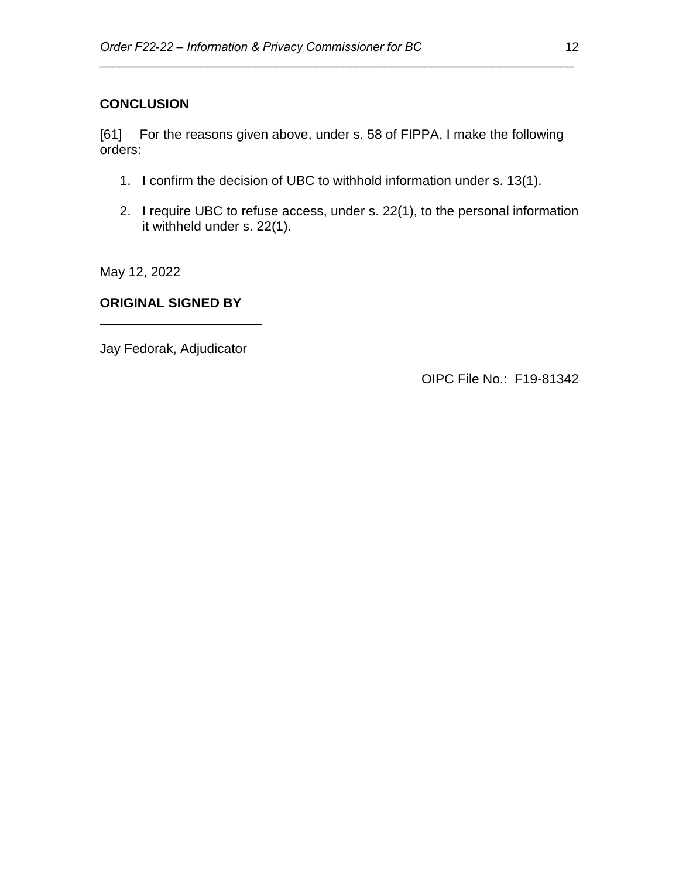## CONCLUSION

[61] For the reasons given above, under s. 58 of FIPPA, I make the following orders:

1. I confirm the decision of UBC to withhold information under s. 13(1).

2. I require UBC to refuse access, under s. 22(1), to the personal information it withheld under s. 22(1).

May 12, 2022

**ORIGINAL SIGNED BY**

Jay Fedorak, Adjudicator

OIPC File No.: F19-81342